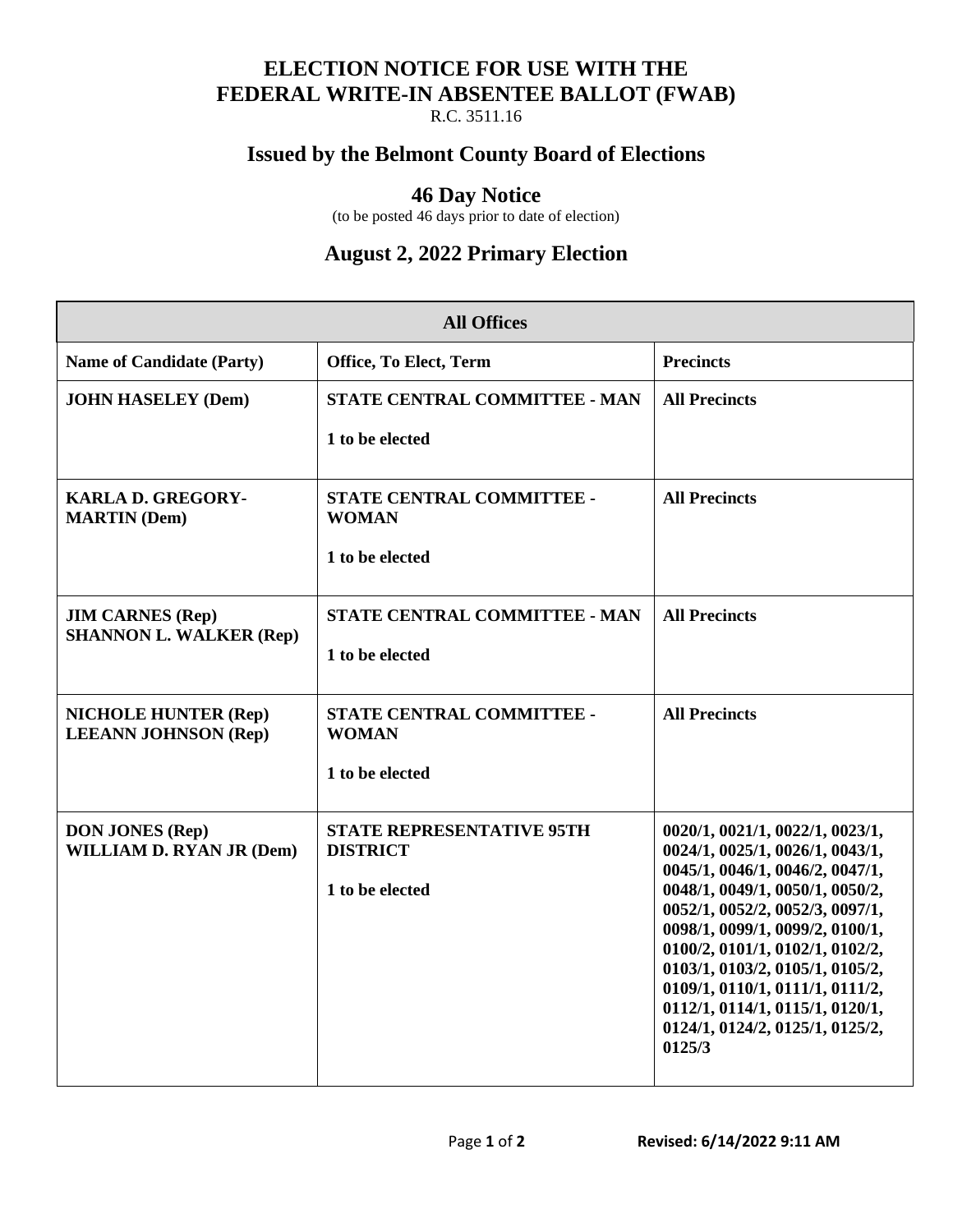# ELECTION NOTICE FOR USE WITH THE FEDERAL WRITE-IN ABSENTEE BALLOT (FWAB)

R.C. 3511.16

## Issued by the Belmont County Board of Elections

## 46 Day Notice

(to be posted 46 days prior to date of election)

## August 2, 2022 Primary Election

| All Offices | | |
|---|---|---|
| **Name of Candidate (Party)** | **Office, To Elect, Term** | **Precincts** |
| **JOHN HASELEY (Dem)** | **STATE CENTRAL COMMITTEE - MAN**<br><br>**1 to be elected** | **All Precincts** |
| **KARLA D. GREGORY-MARTIN (Dem)** | **STATE CENTRAL COMMITTEE - WOMAN**<br><br>**1 to be elected** | **All Precincts** |
| **JIM CARNES (Rep)**<br>**SHANNON L. WALKER (Rep)** | **STATE CENTRAL COMMITTEE - MAN**<br><br>**1 to be elected** | **All Precincts** |
| **NICHOLE HUNTER (Rep)**<br>**LEEANN JOHNSON (Rep)** | **STATE CENTRAL COMMITTEE - WOMAN**<br><br>**1 to be elected** | **All Precincts** |
| **DON JONES (Rep)**<br>**WILLIAM D. RYAN JR (Dem)** | **STATE REPRESENTATIVE 95TH DISTRICT**<br><br>**1 to be elected** | **0020/1, 0021/1, 0022/1, 0023/1, 0024/1, 0025/1, 0026/1, 0043/1, 0045/1, 0046/1, 0046/2, 0047/1, 0048/1, 0049/1, 0050/1, 0050/2, 0052/1, 0052/2, 0052/3, 0097/1, 0098/1, 0099/1, 0099/2, 0100/1, 0100/2, 0101/1, 0102/1, 0102/2, 0103/1, 0103/2, 0105/1, 0105/2, 0109/1, 0110/1, 0111/1, 0111/2, 0112/1, 0114/1, 0115/1, 0120/1, 0124/1, 0124/2, 0125/1, 0125/2, 0125/3** |

Revised: 6/14/2022 9:11 AM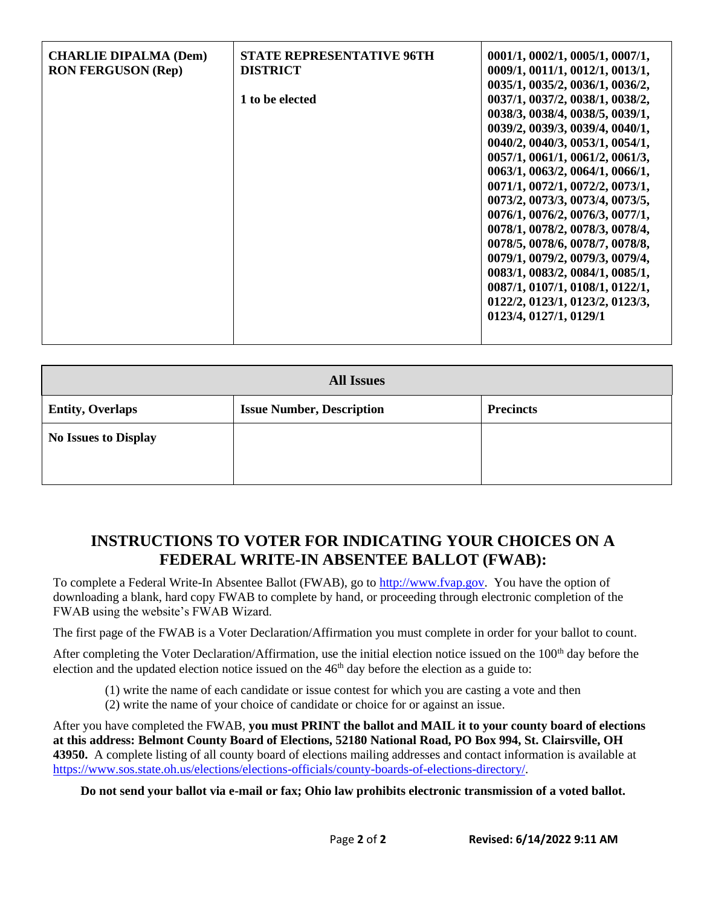| | | |
|---|---|---|
| **CHARLIE DIPALMA (Dem)**<br>**RON FERGUSON (Rep)** | **STATE REPRESENTATIVE 96TH DISTRICT**<br><br>**1 to be elected** | **0001/1, 0002/1, 0005/1, 0007/1, 0009/1, 0011/1, 0012/1, 0013/1, 0035/1, 0035/2, 0036/1, 0036/2, 0037/1, 0037/2, 0038/1, 0038/2, 0038/3, 0038/4, 0038/5, 0039/1, 0039/2, 0039/3, 0039/4, 0040/1, 0040/2, 0040/3, 0053/1, 0054/1, 0057/1, 0061/1, 0061/2, 0061/3, 0063/1, 0063/2, 0064/1, 0066/1, 0071/1, 0072/1, 0072/2, 0073/1, 0073/2, 0073/3, 0073/4, 0073/5, 0076/1, 0076/2, 0076/3, 0077/1, 0078/1, 0078/2, 0078/3, 0078/4, 0078/5, 0078/6, 0078/7, 0078/8, 0079/1, 0079/2, 0079/3, 0079/4, 0083/1, 0083/2, 0084/1, 0085/1, 0087/1, 0107/1, 0108/1, 0122/1, 0122/2, 0123/1, 0123/2, 0123/3, 0123/4, 0127/1, 0129/1** |

| **All Issues** | | |
|---|---|---|
| **Entity, Overlaps** | **Issue Number, Description** | **Precincts** |
| **No Issues to Display** | | |

## INSTRUCTIONS TO VOTER FOR INDICATING YOUR CHOICES ON A FEDERAL WRITE-IN ABSENTEE BALLOT (FWAB):

To complete a Federal Write-In Absentee Ballot (FWAB), go to http://www.fvap.gov. You have the option of downloading a blank, hard copy FWAB to complete by hand, or proceeding through electronic completion of the FWAB using the website's FWAB Wizard.

The first page of the FWAB is a Voter Declaration/Affirmation you must complete in order for your ballot to count.

After completing the Voter Declaration/Affirmation, use the initial election notice issued on the 100th day before the election and the updated election notice issued on the 46th day before the election as a guide to:

(1) write the name of each candidate or issue contest for which you are casting a vote and then
(2) write the name of your choice of candidate or choice for or against an issue.

After you have completed the FWAB, **you must PRINT the ballot and MAIL it to your county board of elections at this address: Belmont County Board of Elections, 52180 National Road, PO Box 994, St. Clairsville, OH 43950.** A complete listing of all county board of elections mailing addresses and contact information is available at https://www.sos.state.oh.us/elections/elections-officials/county-boards-of-elections-directory/.

**Do not send your ballot via e-mail or fax; Ohio law prohibits electronic transmission of a voted ballot.**

**Revised: 6/14/2022 9:11 AM**